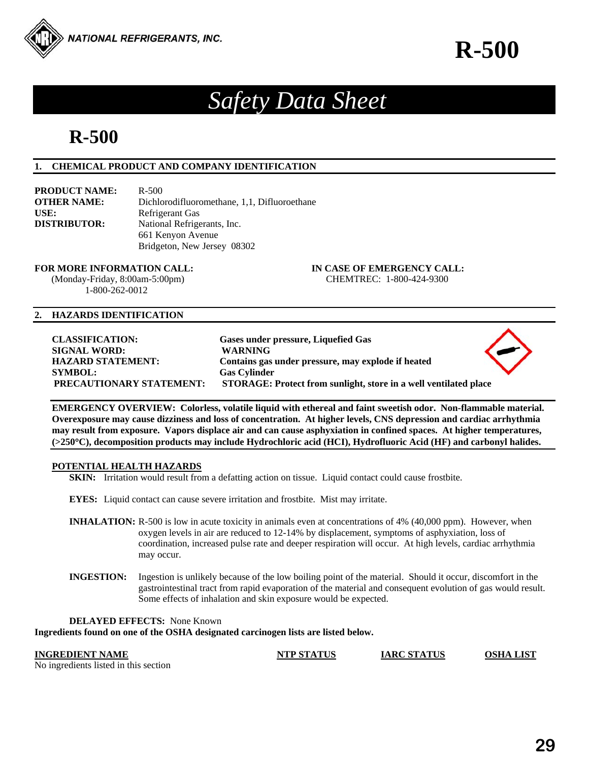NATIONAL REFRIGERANTS, INC.

# R-500

## Safety Data Sheet

# R-500

### 1. CHEMICAL PRODUCT AND COMPANY IDENTIFICATION

**PRODUCT NAME:** R-500
**OTHER NAME:** Dichlorodifluoromethane, 1,1, Difluoroethane
**USE:** Refrigerant Gas
**DISTRIBUTOR:** National Refrigerants, Inc.
661 Kenyon Avenue
Bridgeton, New Jersey 08302

**FOR MORE INFORMATION CALL:**
(Monday-Friday, 8:00am-5:00pm)
1-800-262-0012

**IN CASE OF EMERGENCY CALL:**
CHEMTREC: 1-800-424-9300

### 2. HAZARDS IDENTIFICATION

**CLASSIFICATION:** **Gases under pressure, Liquefied Gas**
**SIGNAL WORD:** **WARNING**
**HAZARD STATEMENT:** **Contains gas under pressure, may explode if heated**
**SYMBOL:** **Gas Cylinder**
**PRECAUTIONARY STATEMENT:** **STORAGE: Protect from sunlight, store in a well ventilated place**

**EMERGENCY OVERVIEW: Colorless, volatile liquid with ethereal and faint sweetish odor. Non-flammable material. Overexposure may cause dizziness and loss of concentration. At higher levels, CNS depression and cardiac arrhythmia may result from exposure. Vapors displace air and can cause asphyxiation in confined spaces. At higher temperatures, (>250°C), decomposition products may include Hydrochloric acid (HCl), Hydrofluoric Acid (HF) and carbonyl halides.**

**POTENTIAL HEALTH HAZARDS**

**SKIN:** Irritation would result from a defatting action on tissue. Liquid contact could cause frostbite.

**EYES:** Liquid contact can cause severe irritation and frostbite. Mist may irritate.

**INHALATION:** R-500 is low in acute toxicity in animals even at concentrations of 4% (40,000 ppm). However, when oxygen levels in air are reduced to 12-14% by displacement, symptoms of asphyxiation, loss of coordination, increased pulse rate and deeper respiration will occur. At high levels, cardiac arrhythmia may occur.

**INGESTION:** Ingestion is unlikely because of the low boiling point of the material. Should it occur, discomfort in the gastrointestinal tract from rapid evaporation of the material and consequent evolution of gas would result. Some effects of inhalation and skin exposure would be expected.

**DELAYED EFFECTS:** None Known

**Ingredients found on one of the OSHA designated carcinogen lists are listed below.**

| INGREDIENT NAME | NTP STATUS | IARC STATUS | OSHA LIST |
|---|---|---|---|
| No ingredients listed in this section | | | |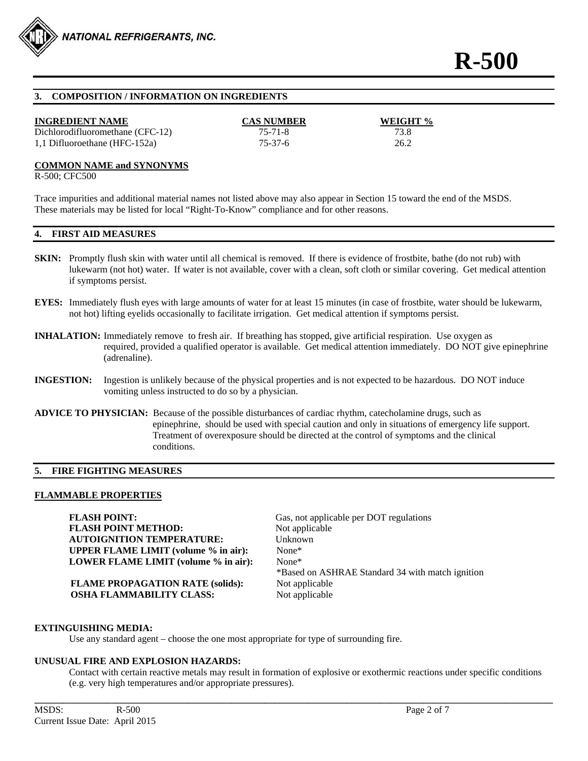# R-500

## 3. COMPOSITION / INFORMATION ON INGREDIENTS

| INGREDIENT NAME | CAS NUMBER | WEIGHT % |
|---|---|---|
| Dichlorodifluoromethane (CFC-12) | 75-71-8 | 73.8 |
| 1,1 Difluoroethane (HFC-152a) | 75-37-6 | 26.2 |

**COMMON NAME and SYNONYMS**
R-500; CFC500

Trace impurities and additional material names not listed above may also appear in Section 15 toward the end of the MSDS. These materials may be listed for local "Right-To-Know" compliance and for other reasons.

## 4. FIRST AID MEASURES

**SKIN:** Promptly flush skin with water until all chemical is removed. If there is evidence of frostbite, bathe (do not rub) with lukewarm (not hot) water. If water is not available, cover with a clean, soft cloth or similar covering. Get medical attention if symptoms persist.

**EYES:** Immediately flush eyes with large amounts of water for at least 15 minutes (in case of frostbite, water should be lukewarm, not hot) lifting eyelids occasionally to facilitate irrigation. Get medical attention if symptoms persist.

**INHALATION:** Immediately remove to fresh air. If breathing has stopped, give artificial respiration. Use oxygen as required, provided a qualified operator is available. Get medical attention immediately. DO NOT give epinephrine (adrenaline).

**INGESTION:** Ingestion is unlikely because of the physical properties and is not expected to be hazardous. DO NOT induce vomiting unless instructed to do so by a physician.

**ADVICE TO PHYSICIAN:** Because of the possible disturbances of cardiac rhythm, catecholamine drugs, such as epinephrine, should be used with special caution and only in situations of emergency life support. Treatment of overexposure should be directed at the control of symptoms and the clinical conditions.

## 5. FIRE FIGHTING MEASURES

**FLAMMABLE PROPERTIES**

| | |
|---|---|
| **FLASH POINT:** | Gas, not applicable per DOT regulations |
| **FLASH POINT METHOD:** | Not applicable |
| **AUTOIGNITION TEMPERATURE:** | Unknown |
| **UPPER FLAME LIMIT (volume % in air):** | None* |
| **LOWER FLAME LIMIT (volume % in air):** | None* |
| | *Based on ASHRAE Standard 34 with match ignition |
| **FLAME PROPAGATION RATE (solids):** | Not applicable |
| **OSHA FLAMMABILITY CLASS:** | Not applicable |

**EXTINGUISHING MEDIA:**

Use any standard agent – choose the one most appropriate for type of surrounding fire.

**UNUSUAL FIRE AND EXPLOSION HAZARDS:**

Contact with certain reactive metals may result in formation of explosive or exothermic reactions under specific conditions (e.g. very high temperatures and/or appropriate pressures).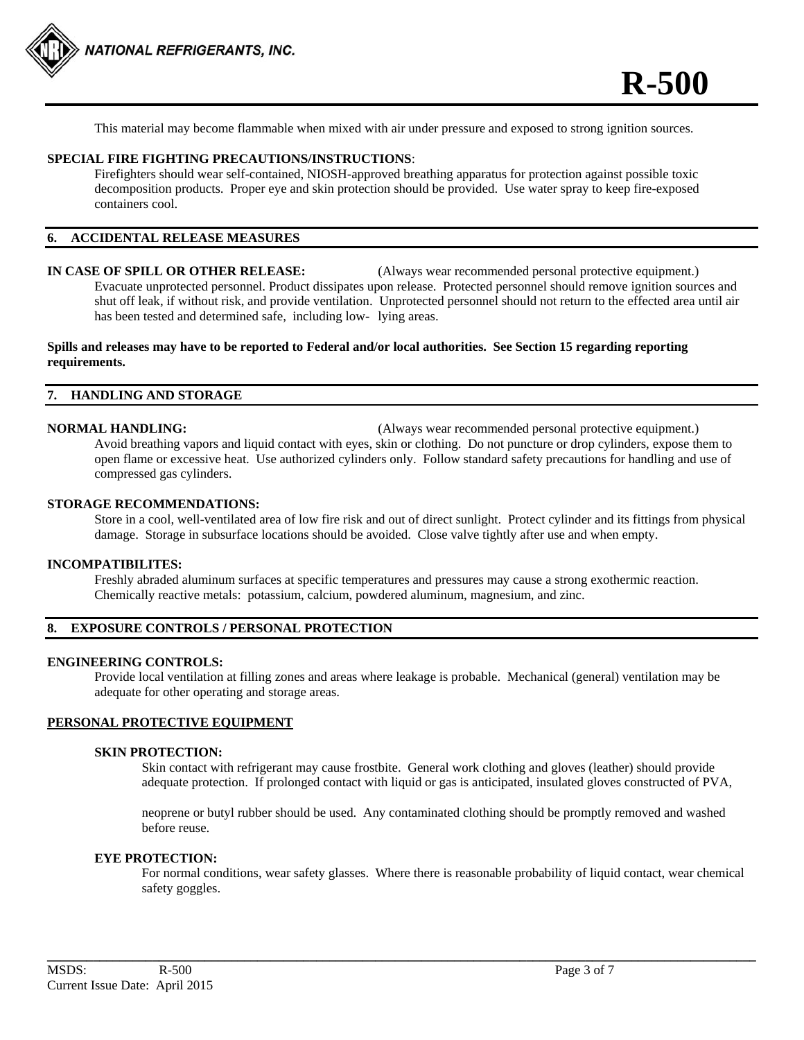This material may become flammable when mixed with air under pressure and exposed to strong ignition sources.

**SPECIAL FIRE FIGHTING PRECAUTIONS/INSTRUCTIONS**:

Firefighters should wear self-contained, NIOSH-approved breathing apparatus for protection against possible toxic decomposition products. Proper eye and skin protection should be provided. Use water spray to keep fire-exposed containers cool.

## 6. ACCIDENTAL RELEASE MEASURES

**IN CASE OF SPILL OR OTHER RELEASE:** (Always wear recommended personal protective equipment.)

Evacuate unprotected personnel. Product dissipates upon release. Protected personnel should remove ignition sources and shut off leak, if without risk, and provide ventilation. Unprotected personnel should not return to the effected area until air has been tested and determined safe, including low- lying areas.

**Spills and releases may have to be reported to Federal and/or local authorities. See Section 15 regarding reporting requirements.**

## 7. HANDLING AND STORAGE

**NORMAL HANDLING:** (Always wear recommended personal protective equipment.)

Avoid breathing vapors and liquid contact with eyes, skin or clothing. Do not puncture or drop cylinders, expose them to open flame or excessive heat. Use authorized cylinders only. Follow standard safety precautions for handling and use of compressed gas cylinders.

**STORAGE RECOMMENDATIONS:**

Store in a cool, well-ventilated area of low fire risk and out of direct sunlight. Protect cylinder and its fittings from physical damage. Storage in subsurface locations should be avoided. Close valve tightly after use and when empty.

**INCOMPATIBILITES:**

Freshly abraded aluminum surfaces at specific temperatures and pressures may cause a strong exothermic reaction. Chemically reactive metals: potassium, calcium, powdered aluminum, magnesium, and zinc.

## 8. EXPOSURE CONTROLS / PERSONAL PROTECTION

**ENGINEERING CONTROLS:**

Provide local ventilation at filling zones and areas where leakage is probable. Mechanical (general) ventilation may be adequate for other operating and storage areas.

**PERSONAL PROTECTIVE EQUIPMENT**

**SKIN PROTECTION:**

Skin contact with refrigerant may cause frostbite. General work clothing and gloves (leather) should provide adequate protection. If prolonged contact with liquid or gas is anticipated, insulated gloves constructed of PVA, neoprene or butyl rubber should be used. Any contaminated clothing should be promptly removed and washed before reuse.

**EYE PROTECTION:**

For normal conditions, wear safety glasses. Where there is reasonable probability of liquid contact, wear chemical safety goggles.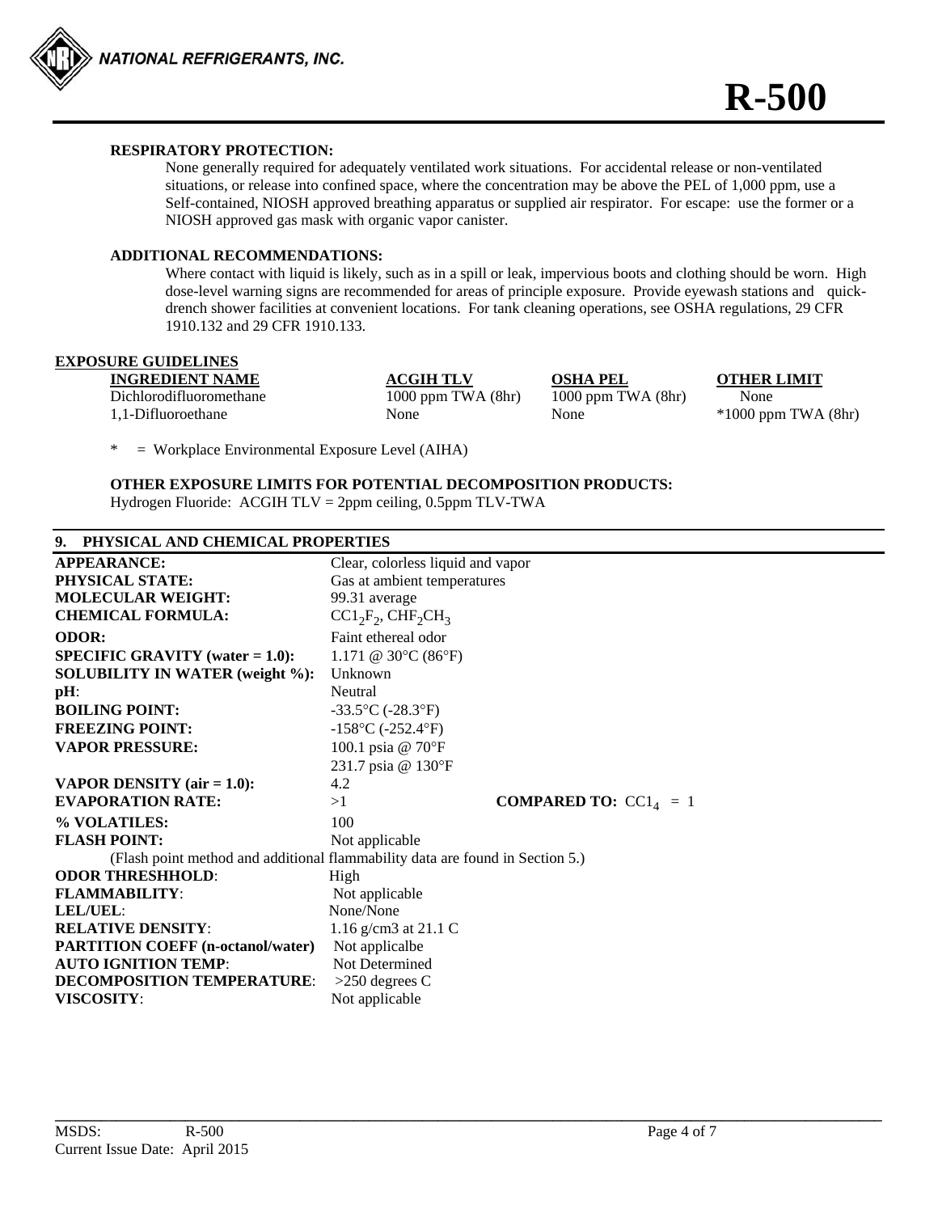**RESPIRATORY PROTECTION:**

None generally required for adequately ventilated work situations. For accidental release or non-ventilated situations, or release into confined space, where the concentration may be above the PEL of 1,000 ppm, use a Self-contained, NIOSH approved breathing apparatus or supplied air respirator. For escape: use the former or a NIOSH approved gas mask with organic vapor canister.

**ADDITIONAL RECOMMENDATIONS:**

Where contact with liquid is likely, such as in a spill or leak, impervious boots and clothing should be worn. High dose-level warning signs are recommended for areas of principle exposure. Provide eyewash stations and quick-drench shower facilities at convenient locations. For tank cleaning operations, see OSHA regulations, 29 CFR 1910.132 and 29 CFR 1910.133.

**EXPOSURE GUIDELINES**

| INGREDIENT NAME | ACGIH TLV | OSHA PEL | OTHER LIMIT |
|---|---|---|---|
| Dichlorodifluoromethane | 1000 ppm TWA (8hr) | 1000 ppm TWA (8hr) | None |
| 1,1-Difluoroethane | None | None | *1000 ppm TWA (8hr) |

* = Workplace Environmental Exposure Level (AIHA)

**OTHER EXPOSURE LIMITS FOR POTENTIAL DECOMPOSITION PRODUCTS:**

Hydrogen Fluoride: ACGIH TLV = 2ppm ceiling, 0.5ppm TLV-TWA

## 9. PHYSICAL AND CHEMICAL PROPERTIES

| | |
|---|---|
| **APPEARANCE:** | Clear, colorless liquid and vapor |
| **PHYSICAL STATE:** | Gas at ambient temperatures |
| **MOLECULAR WEIGHT:** | 99.31 average |
| **CHEMICAL FORMULA:** | $CCl_2F_2$, $CHF_2CH_3$ |
| **ODOR:** | Faint ethereal odor |
| **SPECIFIC GRAVITY (water = 1.0):** | 1.171 @ 30°C (86°F) |
| **SOLUBILITY IN WATER (weight %):** | Unknown |
| **pH**: | Neutral |
| **BOILING POINT:** | -33.5°C (-28.3°F) |
| **FREEZING POINT:** | -158°C (-252.4°F) |
| **VAPOR PRESSURE:** | 100.1 psia @ 70°F<br>231.7 psia @ 130°F |
| **VAPOR DENSITY (air = 1.0):** | 4.2 |
| **EVAPORATION RATE:** | >1 **COMPARED TO:** $CCl_4$ = 1 |
| **% VOLATILES:** | 100 |
| **FLASH POINT:** | Not applicable |

(Flash point method and additional flammability data are found in Section 5.)

| | |
|---|---|
| **ODOR THRESHHOLD**: | High |
| **FLAMMABILITY**: | Not applicable |
| **LEL/UEL**: | None/None |
| **RELATIVE DENSITY**: | 1.16 g/cm3 at 21.1 C |
| **PARTITION COEFF (n-octanol/water)** | Not applicalbe |
| **AUTO IGNITION TEMP**: | Not Determined |
| **DECOMPOSITION TEMPERATURE**: | >250 degrees C |
| **VISCOSITY**: | Not applicable |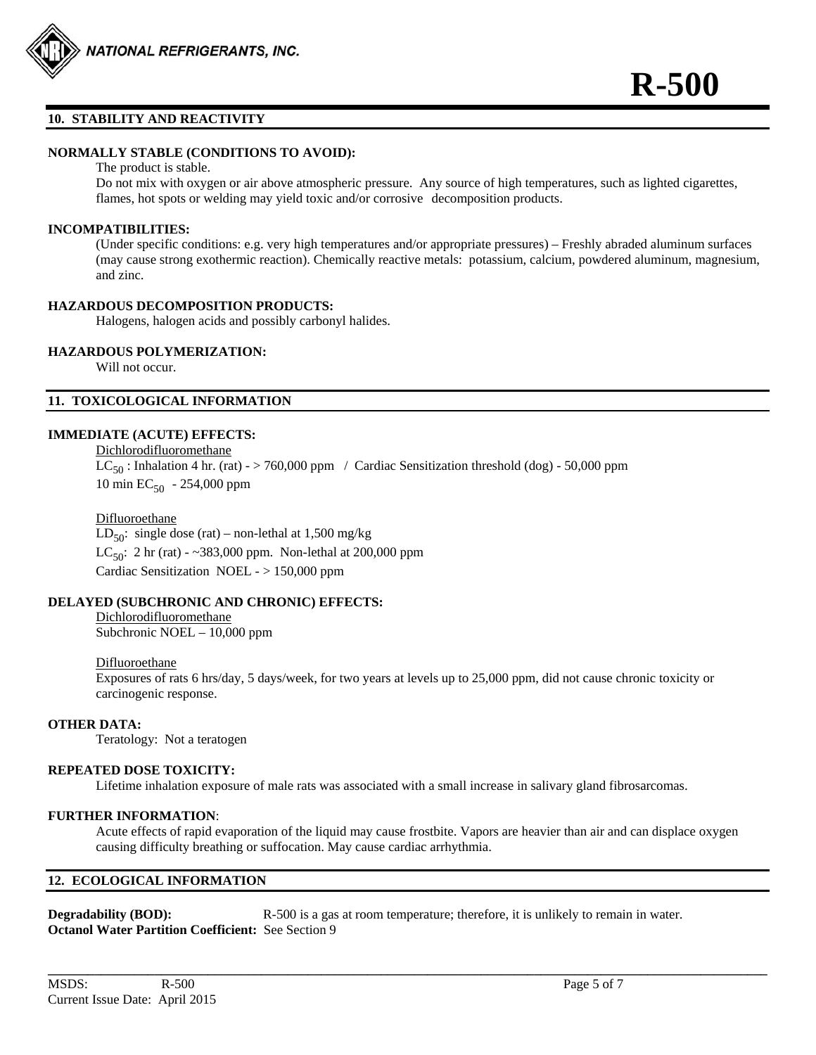## 10. STABILITY AND REACTIVITY

**NORMALLY STABLE (CONDITIONS TO AVOID):**

The product is stable.

Do not mix with oxygen or air above atmospheric pressure. Any source of high temperatures, such as lighted cigarettes, flames, hot spots or welding may yield toxic and/or corrosive decomposition products.

**INCOMPATIBILITIES:**

(Under specific conditions: e.g. very high temperatures and/or appropriate pressures) – Freshly abraded aluminum surfaces (may cause strong exothermic reaction). Chemically reactive metals: potassium, calcium, powdered aluminum, magnesium, and zinc.

**HAZARDOUS DECOMPOSITION PRODUCTS:**

Halogens, halogen acids and possibly carbonyl halides.

**HAZARDOUS POLYMERIZATION:**

Will not occur.

## 11. TOXICOLOGICAL INFORMATION

**IMMEDIATE (ACUTE) EFFECTS:**

Dichlorodifluoromethane

$LC_{50}$ : Inhalation 4 hr. (rat) - > 760,000 ppm / Cardiac Sensitization threshold (dog) - 50,000 ppm

10 min $EC_{50}$ - 254,000 ppm

Difluoroethane

$LD_{50}$: single dose (rat) – non-lethal at 1,500 mg/kg

$LC_{50}$: 2 hr (rat) - ~383,000 ppm. Non-lethal at 200,000 ppm

Cardiac Sensitization NOEL - > 150,000 ppm

**DELAYED (SUBCHRONIC AND CHRONIC) EFFECTS:**

Dichlorodifluoromethane

Subchronic NOEL – 10,000 ppm

Difluoroethane

Exposures of rats 6 hrs/day, 5 days/week, for two years at levels up to 25,000 ppm, did not cause chronic toxicity or carcinogenic response.

**OTHER DATA:**

Teratology: Not a teratogen

**REPEATED DOSE TOXICITY:**

Lifetime inhalation exposure of male rats was associated with a small increase in salivary gland fibrosarcomas.

**FURTHER INFORMATION**:

Acute effects of rapid evaporation of the liquid may cause frostbite. Vapors are heavier than air and can displace oxygen causing difficulty breathing or suffocation. May cause cardiac arrhythmia.

## 12. ECOLOGICAL INFORMATION

**Degradability (BOD):** R-500 is a gas at room temperature; therefore, it is unlikely to remain in water.

**Octanol Water Partition Coefficient:** See Section 9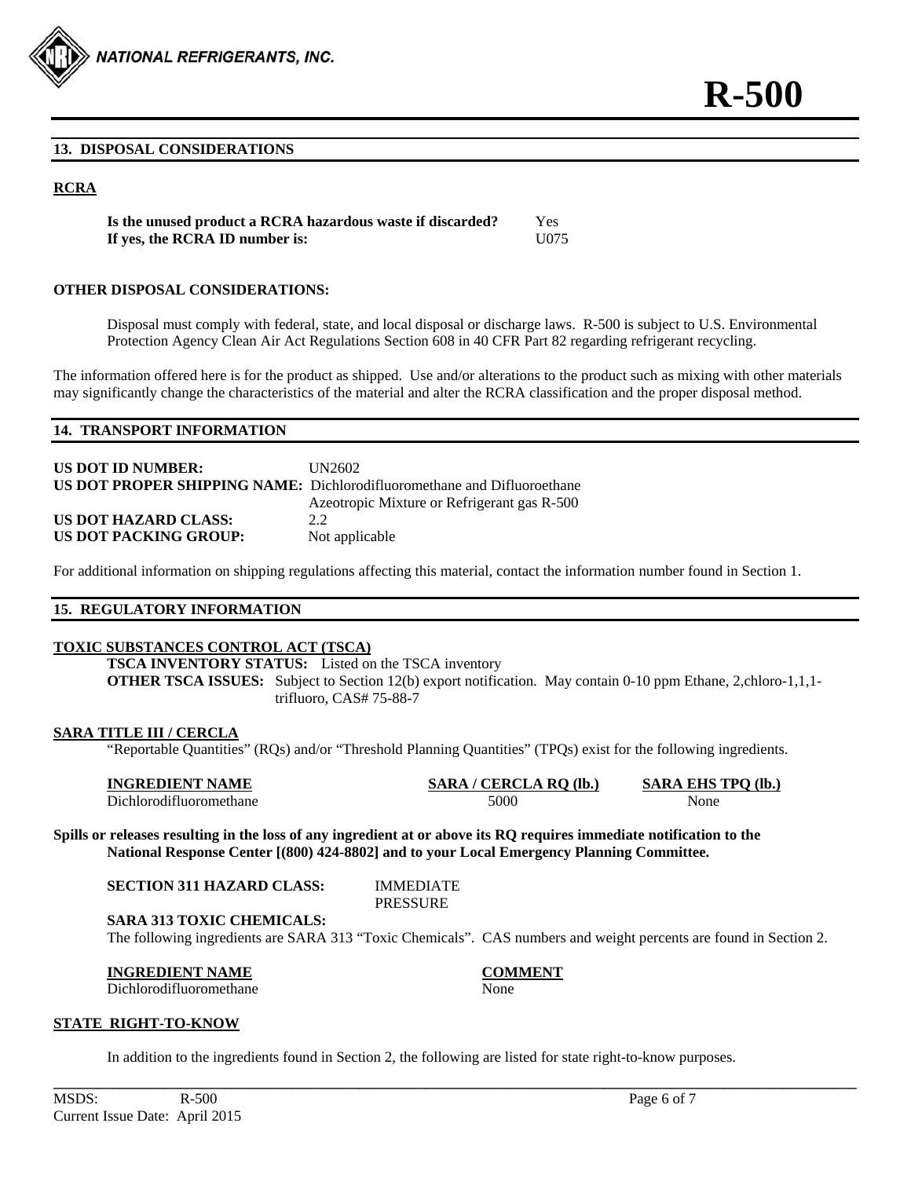## 13. DISPOSAL CONSIDERATIONS

### RCRA

| | |
|---|---|
| **Is the unused product a RCRA hazardous waste if discarded?** | Yes |
| **If yes, the RCRA ID number is:** | U075 |

**OTHER DISPOSAL CONSIDERATIONS:**

Disposal must comply with federal, state, and local disposal or discharge laws. R-500 is subject to U.S. Environmental Protection Agency Clean Air Act Regulations Section 608 in 40 CFR Part 82 regarding refrigerant recycling.

The information offered here is for the product as shipped. Use and/or alterations to the product such as mixing with other materials may significantly change the characteristics of the material and alter the RCRA classification and the proper disposal method.

## 14. TRANSPORT INFORMATION

**US DOT ID NUMBER:** UN2602
**US DOT PROPER SHIPPING NAME:** Dichlorodifluoromethane and Difluoroethane Azeotropic Mixture or Refrigerant gas R-500
**US DOT HAZARD CLASS:** 2.2
**US DOT PACKING GROUP:** Not applicable

For additional information on shipping regulations affecting this material, contact the information number found in Section 1.

## 15. REGULATORY INFORMATION

### TOXIC SUBSTANCES CONTROL ACT (TSCA)

**TSCA INVENTORY STATUS:** Listed on the TSCA inventory
**OTHER TSCA ISSUES:** Subject to Section 12(b) export notification. May contain 0-10 ppm Ethane, 2,chloro-1,1,1-trifluoro, CAS# 75-88-7

### SARA TITLE III / CERCLA

"Reportable Quantities" (RQs) and/or "Threshold Planning Quantities" (TPQs) exist for the following ingredients.

| INGREDIENT NAME | SARA / CERCLA RQ (lb.) | SARA EHS TPQ (lb.) |
|---|---|---|
| Dichlorodifluoromethane | 5000 | None |

**Spills or releases resulting in the loss of any ingredient at or above its RQ requires immediate notification to the National Response Center [(800) 424-8802] and to your Local Emergency Planning Committee.**

**SECTION 311 HAZARD CLASS:** IMMEDIATE PRESSURE

**SARA 313 TOXIC CHEMICALS:**

The following ingredients are SARA 313 "Toxic Chemicals". CAS numbers and weight percents are found in Section 2.

| INGREDIENT NAME | COMMENT |
|---|---|
| Dichlorodifluoromethane | None |

### STATE RIGHT-TO-KNOW

In addition to the ingredients found in Section 2, the following are listed for state right-to-know purposes.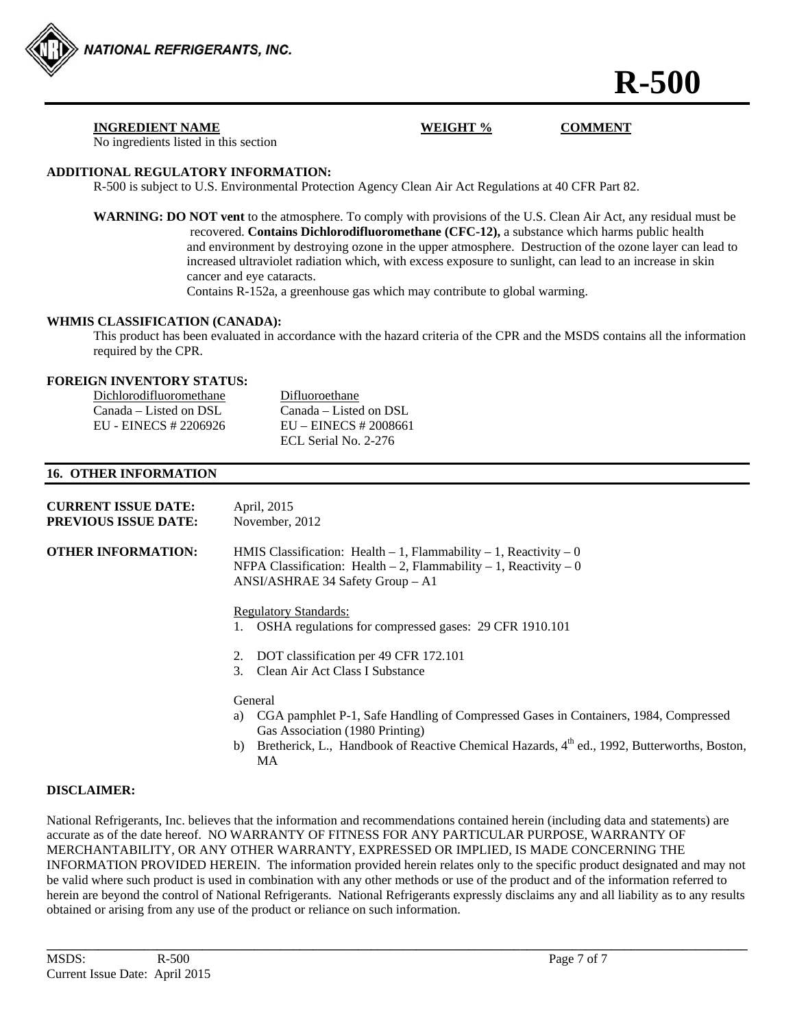| INGREDIENT NAME | WEIGHT % | COMMENT |
| --- | --- | --- |
| No ingredients listed in this section | | |

**ADDITIONAL REGULATORY INFORMATION:**

R-500 is subject to U.S. Environmental Protection Agency Clean Air Act Regulations at 40 CFR Part 82.

**WARNING: DO NOT vent** to the atmosphere. To comply with provisions of the U.S. Clean Air Act, any residual must be recovered. **Contains Dichlorodifluoromethane (CFC-12),** a substance which harms public health and environment by destroying ozone in the upper atmosphere. Destruction of the ozone layer can lead to increased ultraviolet radiation which, with excess exposure to sunlight, can lead to an increase in skin cancer and eye cataracts.
Contains R-152a, a greenhouse gas which may contribute to global warming.

**WHMIS CLASSIFICATION (CANADA):**

This product has been evaluated in accordance with the hazard criteria of the CPR and the MSDS contains all the information required by the CPR.

**FOREIGN INVENTORY STATUS:**

| Dichlorodifluoromethane | Difluoroethane |
| --- | --- |
| Canada – Listed on DSL | Canada – Listed on DSL |
| EU - EINECS # 2206926 | EU – EINECS # 2008661 |
| | ECL Serial No. 2-276 |

## 16. OTHER INFORMATION

**CURRENT ISSUE DATE:** April, 2015
**PREVIOUS ISSUE DATE:** November, 2012

**OTHER INFORMATION:**

HMIS Classification: Health – 1, Flammability – 1, Reactivity – 0
NFPA Classification: Health – 2, Flammability – 1, Reactivity – 0
ANSI/ASHRAE 34 Safety Group – A1

Regulatory Standards:

1. OSHA regulations for compressed gases: 29 CFR 1910.101
2. DOT classification per 49 CFR 172.101
3. Clean Air Act Class I Substance

General

a) CGA pamphlet P-1, Safe Handling of Compressed Gases in Containers, 1984, Compressed Gas Association (1980 Printing)
b) Bretherick, L., Handbook of Reactive Chemical Hazards, 4th ed., 1992, Butterworths, Boston, MA

**DISCLAIMER:**

National Refrigerants, Inc. believes that the information and recommendations contained herein (including data and statements) are accurate as of the date hereof. NO WARRANTY OF FITNESS FOR ANY PARTICULAR PURPOSE, WARRANTY OF MERCHANTABILITY, OR ANY OTHER WARRANTY, EXPRESSED OR IMPLIED, IS MADE CONCERNING THE INFORMATION PROVIDED HEREIN. The information provided herein relates only to the specific product designated and may not be valid where such product is used in combination with any other methods or use of the product and of the information referred to herein are beyond the control of National Refrigerants. National Refrigerants expressly disclaims any and all liability as to any results obtained or arising from any use of the product or reliance on such information.